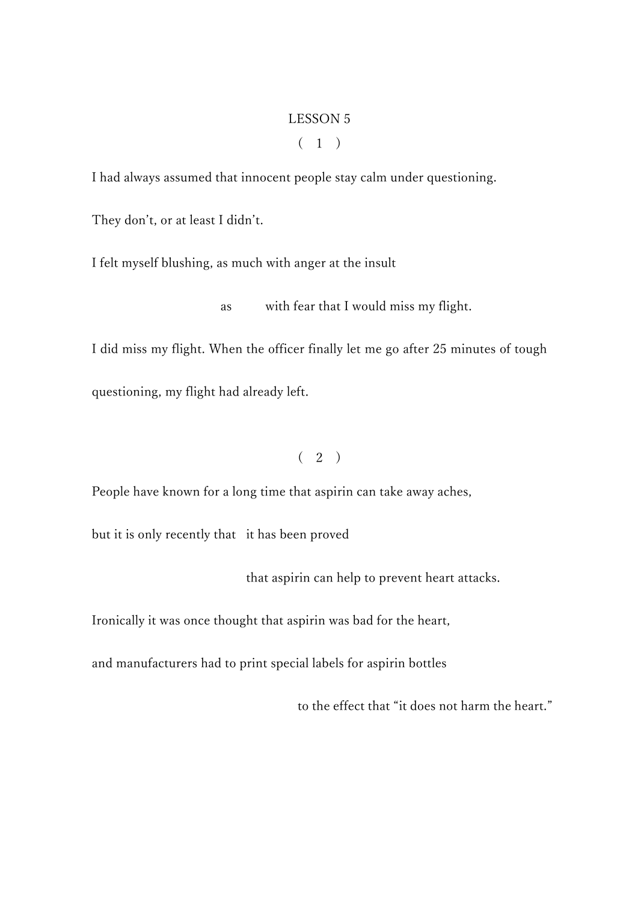# LESSON 5

( 1 )

I had always assumed that innocent people stay calm under questioning.

They don't, or at least I didn't.

I felt myself blushing, as much with anger at the insult

as with fear that I would miss my flight.

I did miss my flight. When the officer finally let me go after 25 minutes of tough questioning, my flight had already left.

( 2 )

People have known for a long time that aspirin can take away aches,

but it is only recently that it has been proved

that aspirin can help to prevent heart attacks.

Ironically it was once thought that aspirin was bad for the heart,

and manufacturers had to print special labels for aspirin bottles

to the effect that "it does not harm the heart."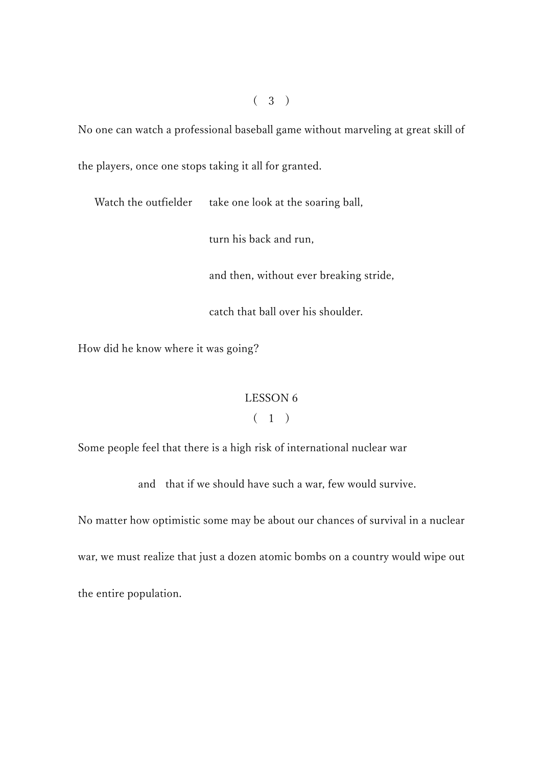( 3 )

No one can watch a professional baseball game without marveling at great skill of the players, once one stops taking it all for granted.

Watch the outfielder take one look at the soaring ball,
turn his back and run,
and then, without ever breaking stride,
catch that ball over his shoulder.

How did he know where it was going?

## LESSON 6

( 1 )

Some people feel that there is a high risk of international nuclear war
and that if we should have such a war, few would survive.

No matter how optimistic some may be about our chances of survival in a nuclear war, we must realize that just a dozen atomic bombs on a country would wipe out the entire population.